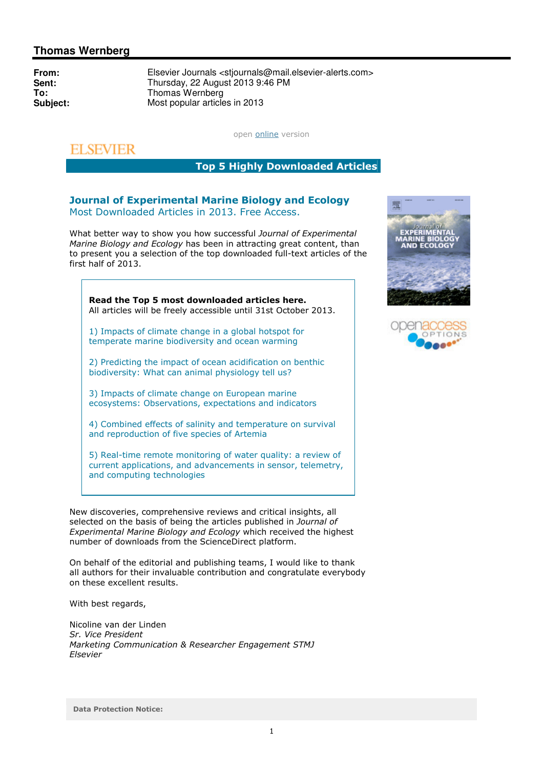## Thomas Wernberg

**From:** Elsevier Journals <stjournals@mail.elsevier-alerts.com>
**Sent:** Thursday, 22 August 2013 9:46 PM
**To:** Thomas Wernberg
**Subject:** Most popular articles in 2013

open online version

ELSEVIER

**Top 5 Highly Downloaded Articles**

### Journal of Experimental Marine Biology and Ecology

Most Downloaded Articles in 2013. Free Access.

What better way to show you how successful *Journal of Experimental Marine Biology and Ecology* has been in attracting great content, than to present you a selection of the top downloaded full-text articles of the first half of 2013.

**Read the Top 5 most downloaded articles here.**
All articles will be freely accessible until 31st October 2013.

1) Impacts of climate change in a global hotspot for temperate marine biodiversity and ocean warming

2) Predicting the impact of ocean acidification on benthic biodiversity: What can animal physiology tell us?

3) Impacts of climate change on European marine ecosystems: Observations, expectations and indicators

4) Combined effects of salinity and temperature on survival and reproduction of five species of Artemia

5) Real-time remote monitoring of water quality: a review of current applications, and advancements in sensor, telemetry, and computing technologies

New discoveries, comprehensive reviews and critical insights, all selected on the basis of being the articles published in *Journal of Experimental Marine Biology and Ecology* which received the highest number of downloads from the ScienceDirect platform.

On behalf of the editorial and publishing teams, I would like to thank all authors for their invaluable contribution and congratulate everybody on these excellent results.

With best regards,

Nicoline van der Linden
*Sr. Vice President*
*Marketing Communication & Researcher Engagement STMJ*
*Elsevier*

**Data Protection Notice:**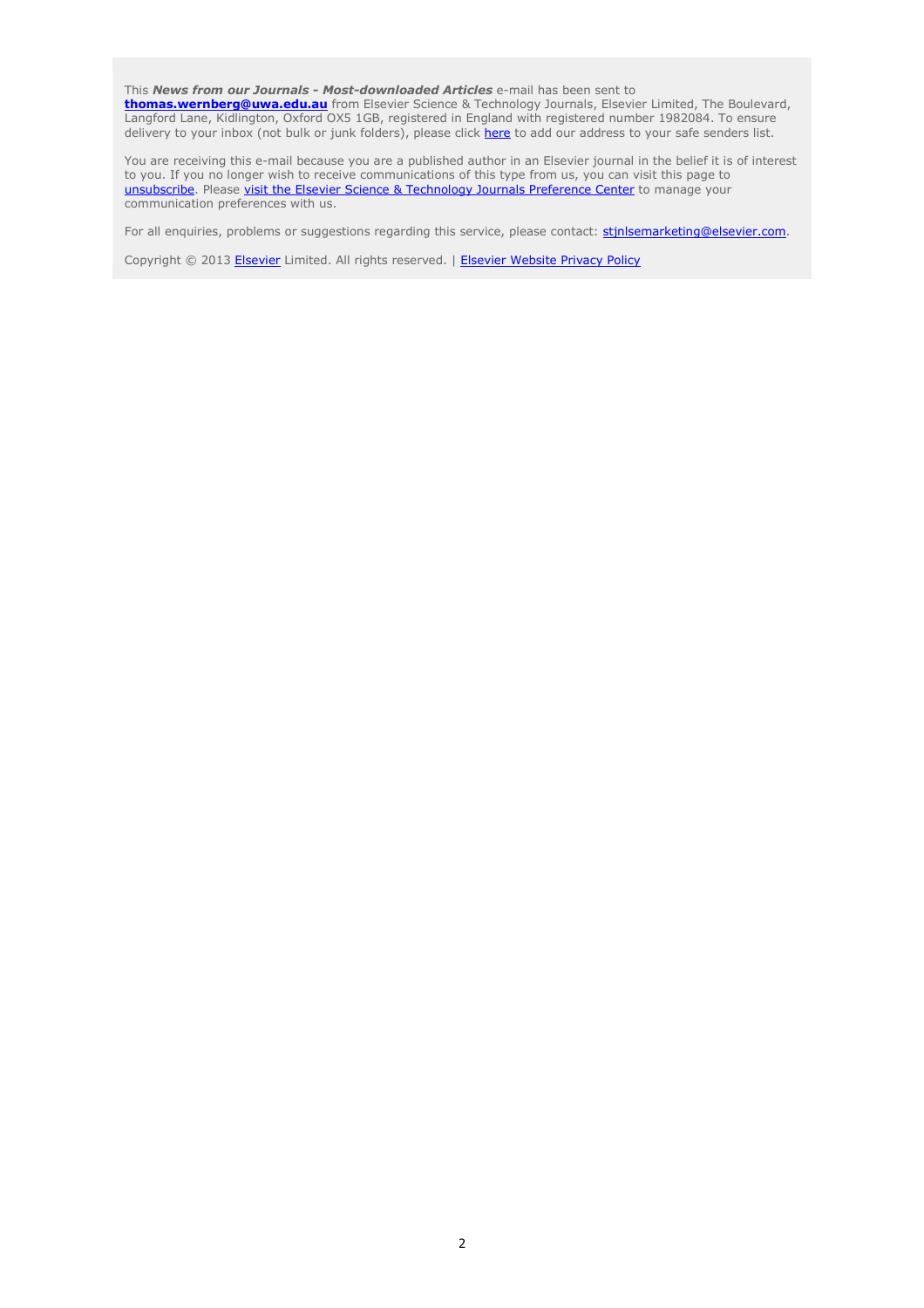This ***News from our Journals - Most-downloaded Articles*** e-mail has been sent to **thomas.wernberg@uwa.edu.au** from Elsevier Science & Technology Journals, Elsevier Limited, The Boulevard, Langford Lane, Kidlington, Oxford OX5 1GB, registered in England with registered number 1982084. To ensure delivery to your inbox (not bulk or junk folders), please click here to add our address to your safe senders list.

You are receiving this e-mail because you are a published author in an Elsevier journal in the belief it is of interest to you. If you no longer wish to receive communications of this type from us, you can visit this page to unsubscribe. Please visit the Elsevier Science & Technology Journals Preference Center to manage your communication preferences with us.

For all enquiries, problems or suggestions regarding this service, please contact: stjnlsemarketing@elsevier.com.

Copyright © 2013 Elsevier Limited. All rights reserved. | Elsevier Website Privacy Policy